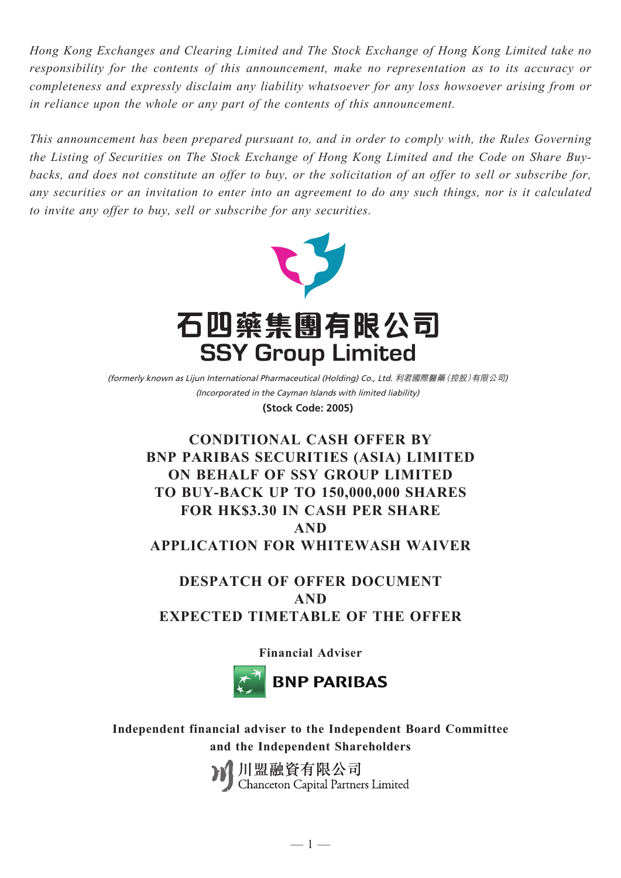*Hong Kong Exchanges and Clearing Limited and The Stock Exchange of Hong Kong Limited take no responsibility for the contents of this announcement, make no representation as to its accuracy or completeness and expressly disclaim any liability whatsoever for any loss howsoever arising from or in reliance upon the whole or any part of the contents of this announcement.*

*This announcement has been prepared pursuant to, and in order to comply with, the Rules Governing the Listing of Securities on The Stock Exchange of Hong Kong Limited and the Code on Share Buy-backs, and does not constitute an offer to buy, or the solicitation of an offer to sell or subscribe for, any securities or an invitation to enter into an agreement to do any such things, nor is it calculated to invite any offer to buy, sell or subscribe for any securities.*

# 石四藥集團有限公司
# SSY Group Limited

*(formerly known as Lijun International Pharmaceutical (Holding) Co., Ltd. 利君國際醫藥(控股)有限公司)*

*(Incorporated in the Cayman Islands with limited liability)*

**(Stock Code: 2005)**

## CONDITIONAL CASH OFFER BY BNP PARIBAS SECURITIES (ASIA) LIMITED ON BEHALF OF SSY GROUP LIMITED TO BUY-BACK UP TO 150,000,000 SHARES FOR HK$3.30 IN CASH PER SHARE AND APPLICATION FOR WHITEWASH WAIVER

## DESPATCH OF OFFER DOCUMENT AND EXPECTED TIMETABLE OF THE OFFER

**Financial Adviser**

**BNP PARIBAS**

**Independent financial adviser to the Independent Board Committee and the Independent Shareholders**

川盟融資有限公司
Chanceton Capital Partners Limited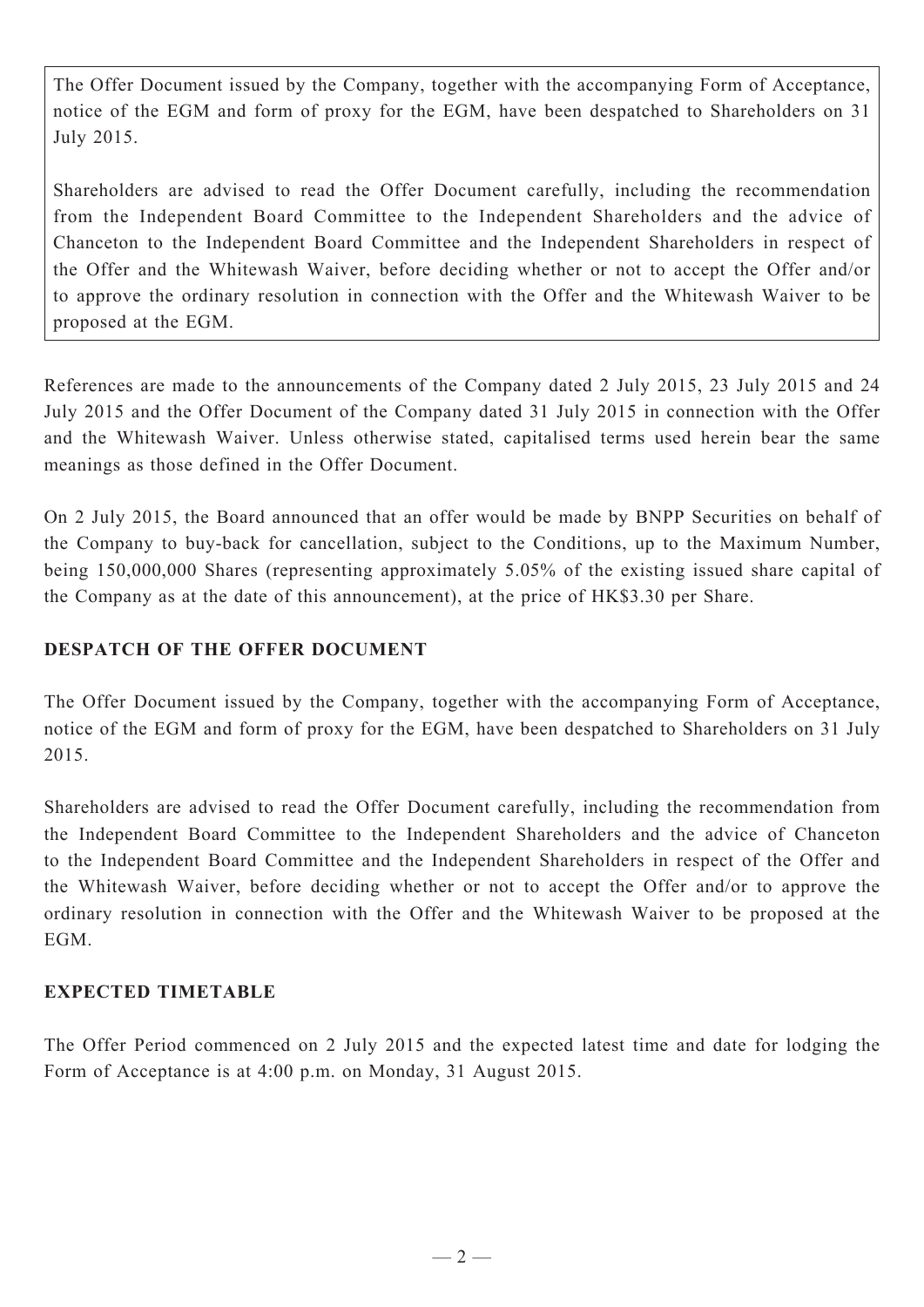The Offer Document issued by the Company, together with the accompanying Form of Acceptance, notice of the EGM and form of proxy for the EGM, have been despatched to Shareholders on 31 July 2015.

Shareholders are advised to read the Offer Document carefully, including the recommendation from the Independent Board Committee to the Independent Shareholders and the advice of Chanceton to the Independent Board Committee and the Independent Shareholders in respect of the Offer and the Whitewash Waiver, before deciding whether or not to accept the Offer and/or to approve the ordinary resolution in connection with the Offer and the Whitewash Waiver to be proposed at the EGM.

References are made to the announcements of the Company dated 2 July 2015, 23 July 2015 and 24 July 2015 and the Offer Document of the Company dated 31 July 2015 in connection with the Offer and the Whitewash Waiver. Unless otherwise stated, capitalised terms used herein bear the same meanings as those defined in the Offer Document.

On 2 July 2015, the Board announced that an offer would be made by BNPP Securities on behalf of the Company to buy-back for cancellation, subject to the Conditions, up to the Maximum Number, being 150,000,000 Shares (representing approximately 5.05% of the existing issued share capital of the Company as at the date of this announcement), at the price of HK$3.30 per Share.

## DESPATCH OF THE OFFER DOCUMENT

The Offer Document issued by the Company, together with the accompanying Form of Acceptance, notice of the EGM and form of proxy for the EGM, have been despatched to Shareholders on 31 July 2015.

Shareholders are advised to read the Offer Document carefully, including the recommendation from the Independent Board Committee to the Independent Shareholders and the advice of Chanceton to the Independent Board Committee and the Independent Shareholders in respect of the Offer and the Whitewash Waiver, before deciding whether or not to accept the Offer and/or to approve the ordinary resolution in connection with the Offer and the Whitewash Waiver to be proposed at the EGM.

## EXPECTED TIMETABLE

The Offer Period commenced on 2 July 2015 and the expected latest time and date for lodging the Form of Acceptance is at 4:00 p.m. on Monday, 31 August 2015.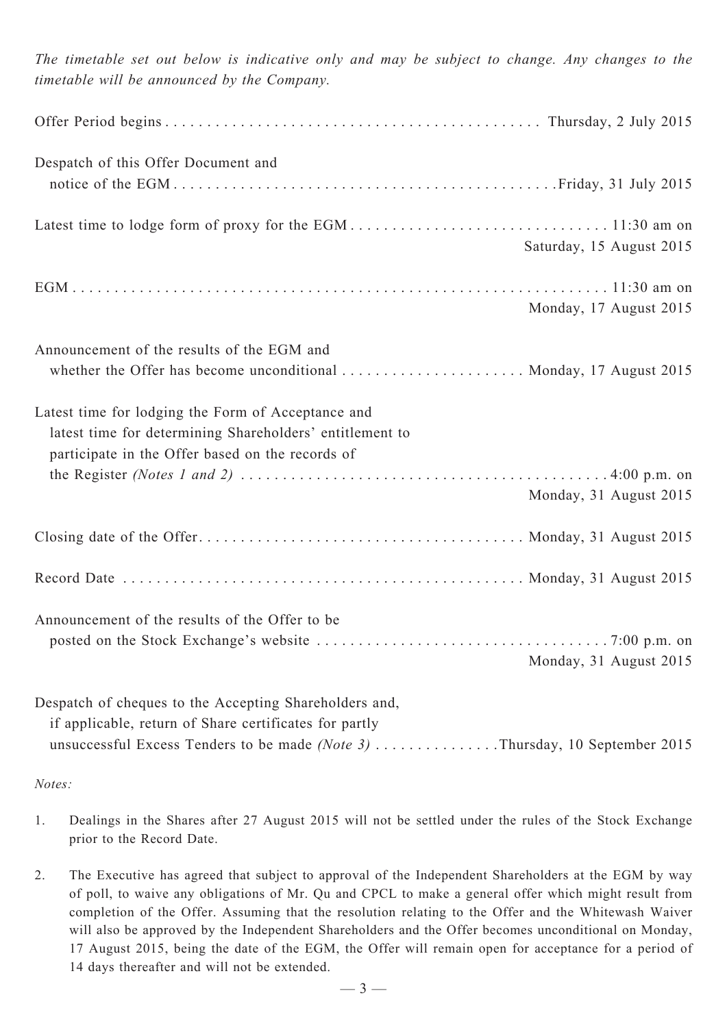*The timetable set out below is indicative only and may be subject to change. Any changes to the timetable will be announced by the Company.*

| Event | Date/Time |
| --- | --- |
| Offer Period begins | Thursday, 2 July 2015 |
| Despatch of this Offer Document and notice of the EGM | Friday, 31 July 2015 |
| Latest time to lodge form of proxy for the EGM | 11:30 am on Saturday, 15 August 2015 |
| EGM | 11:30 am on Monday, 17 August 2015 |
| Announcement of the results of the EGM and whether the Offer has become unconditional | Monday, 17 August 2015 |
| Latest time for lodging the Form of Acceptance and latest time for determining Shareholders' entitlement to participate in the Offer based on the records of the Register *(Notes 1 and 2)* | 4:00 p.m. on Monday, 31 August 2015 |
| Closing date of the Offer | Monday, 31 August 2015 |
| Record Date | Monday, 31 August 2015 |
| Announcement of the results of the Offer to be posted on the Stock Exchange's website | 7:00 p.m. on Monday, 31 August 2015 |
| Despatch of cheques to the Accepting Shareholders and, if applicable, return of Share certificates for partly unsuccessful Excess Tenders to be made *(Note 3)* | Thursday, 10 September 2015 |

*Notes:*

1. Dealings in the Shares after 27 August 2015 will not be settled under the rules of the Stock Exchange prior to the Record Date.

2. The Executive has agreed that subject to approval of the Independent Shareholders at the EGM by way of poll, to waive any obligations of Mr. Qu and CPCL to make a general offer which might result from completion of the Offer. Assuming that the resolution relating to the Offer and the Whitewash Waiver will also be approved by the Independent Shareholders and the Offer becomes unconditional on Monday, 17 August 2015, being the date of the EGM, the Offer will remain open for acceptance for a period of 14 days thereafter and will not be extended.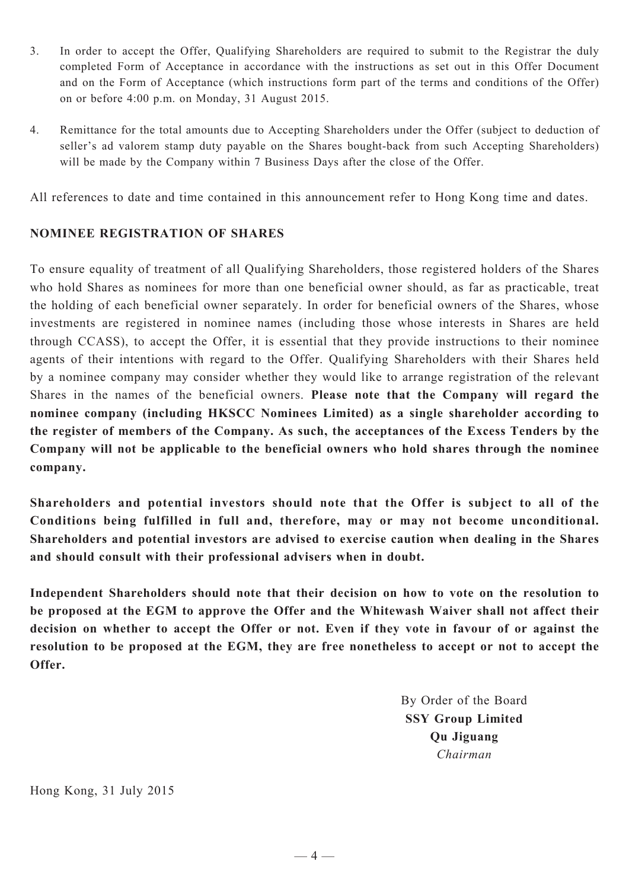3. In order to accept the Offer, Qualifying Shareholders are required to submit to the Registrar the duly completed Form of Acceptance in accordance with the instructions as set out in this Offer Document and on the Form of Acceptance (which instructions form part of the terms and conditions of the Offer) on or before 4:00 p.m. on Monday, 31 August 2015.

4. Remittance for the total amounts due to Accepting Shareholders under the Offer (subject to deduction of seller's ad valorem stamp duty payable on the Shares bought-back from such Accepting Shareholders) will be made by the Company within 7 Business Days after the close of the Offer.

All references to date and time contained in this announcement refer to Hong Kong time and dates.

## NOMINEE REGISTRATION OF SHARES

To ensure equality of treatment of all Qualifying Shareholders, those registered holders of the Shares who hold Shares as nominees for more than one beneficial owner should, as far as practicable, treat the holding of each beneficial owner separately. In order for beneficial owners of the Shares, whose investments are registered in nominee names (including those whose interests in Shares are held through CCASS), to accept the Offer, it is essential that they provide instructions to their nominee agents of their intentions with regard to the Offer. Qualifying Shareholders with their Shares held by a nominee company may consider whether they would like to arrange registration of the relevant Shares in the names of the beneficial owners. **Please note that the Company will regard the nominee company (including HKSCC Nominees Limited) as a single shareholder according to the register of members of the Company. As such, the acceptances of the Excess Tenders by the Company will not be applicable to the beneficial owners who hold shares through the nominee company.**

**Shareholders and potential investors should note that the Offer is subject to all of the Conditions being fulfilled in full and, therefore, may or may not become unconditional. Shareholders and potential investors are advised to exercise caution when dealing in the Shares and should consult with their professional advisers when in doubt.**

**Independent Shareholders should note that their decision on how to vote on the resolution to be proposed at the EGM to approve the Offer and the Whitewash Waiver shall not affect their decision on whether to accept the Offer or not. Even if they vote in favour of or against the resolution to be proposed at the EGM, they are free nonetheless to accept or not to accept the Offer.**

By Order of the Board
**SSY Group Limited**
**Qu Jiguang**
*Chairman*

Hong Kong, 31 July 2015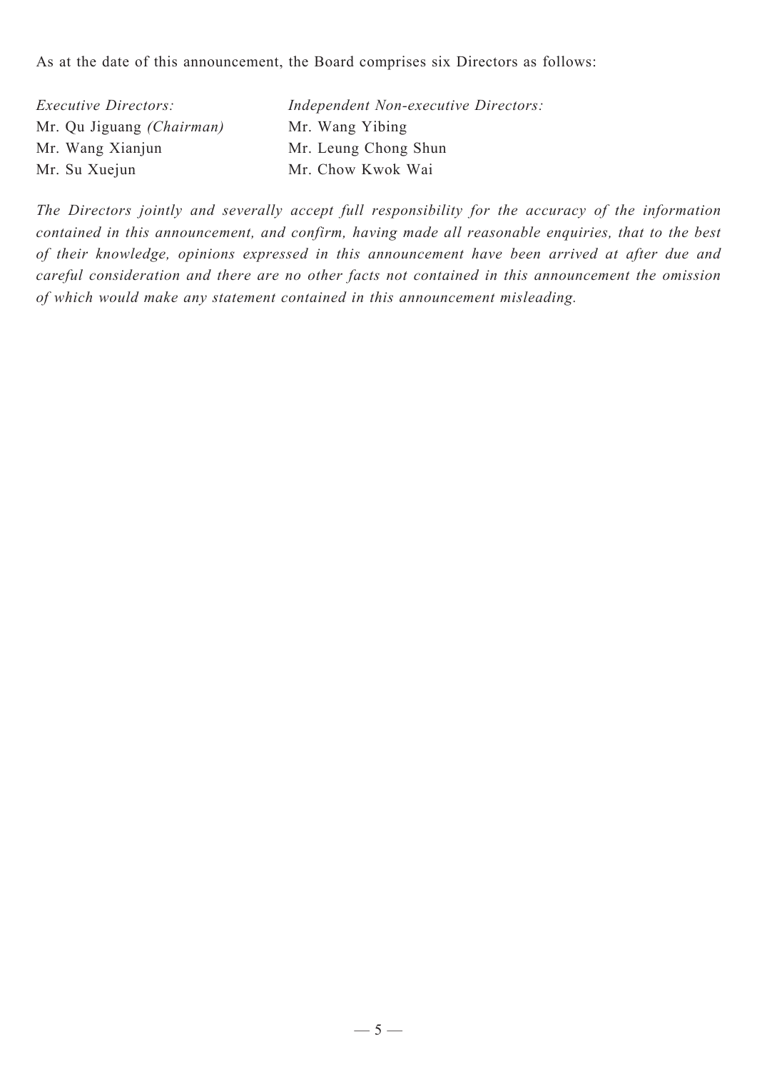As at the date of this announcement, the Board comprises six Directors as follows:

| | |
|---|---|
| *Executive Directors:* | *Independent Non-executive Directors:* |
| Mr. Qu Jiguang *(Chairman)* | Mr. Wang Yibing |
| Mr. Wang Xianjun | Mr. Leung Chong Shun |
| Mr. Su Xuejun | Mr. Chow Kwok Wai |

*The Directors jointly and severally accept full responsibility for the accuracy of the information contained in this announcement, and confirm, having made all reasonable enquiries, that to the best of their knowledge, opinions expressed in this announcement have been arrived at after due and careful consideration and there are no other facts not contained in this announcement the omission of which would make any statement contained in this announcement misleading.*